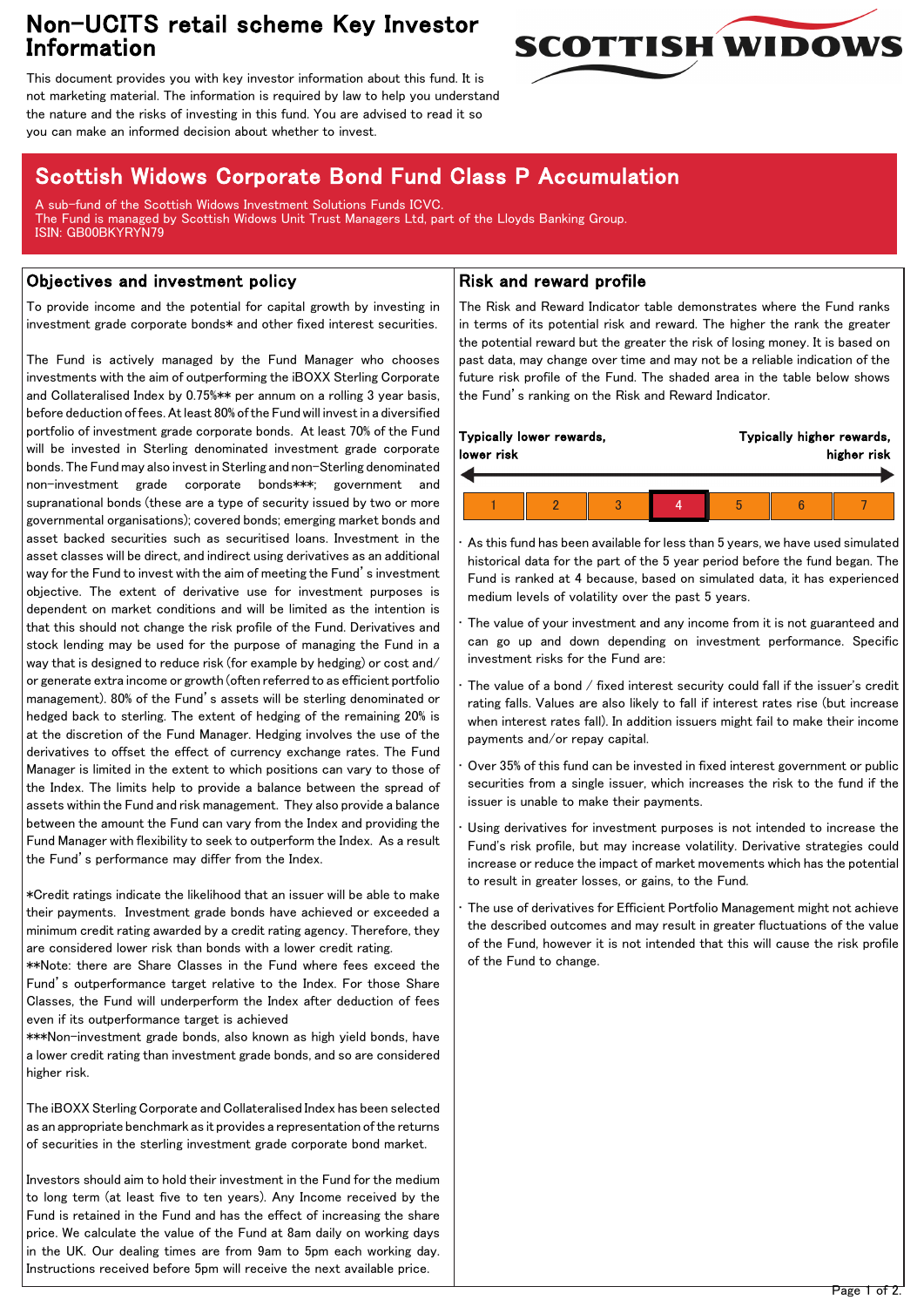# Non-UCITS retail scheme Key Investor Information

This document provides you with key investor information about this fund. It is not marketing material. The information is required by law to help you understand the nature and the risks of investing in this fund. You are advised to read it so you can make an informed decision about whether to invest.

SCOTTISH WIDOWS

## Scottish Widows Corporate Bond Fund Class P Accumulation

A sub-fund of the Scottish Widows Investment Solutions Funds ICVC.
The Fund is managed by Scottish Widows Unit Trust Managers Ltd, part of the Lloyds Banking Group.
ISIN: GB00BKYRYN79

### Objectives and investment policy

To provide income and the potential for capital growth by investing in investment grade corporate bonds* and other fixed interest securities.

The Fund is actively managed by the Fund Manager who chooses investments with the aim of outperforming the iBOXX Sterling Corporate and Collateralised Index by 0.75%** per annum on a rolling 3 year basis, before deduction of fees. At least 80% of the Fund will invest in a diversified portfolio of investment grade corporate bonds. At least 70% of the Fund will be invested in Sterling denominated investment grade corporate bonds. The Fund may also invest in Sterling and non-Sterling denominated non-investment grade corporate bonds***; government and supranational bonds (these are a type of security issued by two or more governmental organisations); covered bonds; emerging market bonds and asset backed securities such as securitised loans. Investment in the asset classes will be direct, and indirect using derivatives as an additional way for the Fund to invest with the aim of meeting the Fund's investment objective. The extent of derivative use for investment purposes is dependent on market conditions and will be limited as the intention is that this should not change the risk profile of the Fund. Derivatives and stock lending may be used for the purpose of managing the Fund in a way that is designed to reduce risk (for example by hedging) or cost and/or generate extra income or growth (often referred to as efficient portfolio management). 80% of the Fund's assets will be sterling denominated or hedged back to sterling. The extent of hedging of the remaining 20% is at the discretion of the Fund Manager. Hedging involves the use of the derivatives to offset the effect of currency exchange rates. The Fund Manager is limited in the extent to which positions can vary to those of the Index. The limits help to provide a balance between the spread of assets within the Fund and risk management. They also provide a balance between the amount the Fund can vary from the Index and providing the Fund Manager with flexibility to seek to outperform the Index. As a result the Fund's performance may differ from the Index.

*Credit ratings indicate the likelihood that an issuer will be able to make their payments. Investment grade bonds have achieved or exceeded a minimum credit rating awarded by a credit rating agency. Therefore, they are considered lower risk than bonds with a lower credit rating.
**Note: there are Share Classes in the Fund where fees exceed the Fund's outperformance target relative to the Index. For those Share Classes, the Fund will underperform the Index after deduction of fees even if its outperformance target is achieved
***Non-investment grade bonds, also known as high yield bonds, have a lower credit rating than investment grade bonds, and so are considered higher risk.

The iBOXX Sterling Corporate and Collateralised Index has been selected as an appropriate benchmark as it provides a representation of the returns of securities in the sterling investment grade corporate bond market.

Investors should aim to hold their investment in the Fund for the medium to long term (at least five to ten years). Any Income received by the Fund is retained in the Fund and has the effect of increasing the share price. We calculate the value of the Fund at 8am daily on working days in the UK. Our dealing times are from 9am to 5pm each working day. Instructions received before 5pm will receive the next available price.

### Risk and reward profile

The Risk and Reward Indicator table demonstrates where the Fund ranks in terms of its potential risk and reward. The higher the rank the greater the potential reward but the greater the risk of losing money. It is based on past data, may change over time and may not be a reliable indication of the future risk profile of the Fund. The shaded area in the table below shows the Fund's ranking on the Risk and Reward Indicator.

**Typically lower rewards, lower risk** ← → **Typically higher rewards, higher risk**

| 1 | 2 | 3 | **4** | 5 | 6 | 7 |
|---|---|---|---|---|---|---|

- As this fund has been available for less than 5 years, we have used simulated historical data for the part of the 5 year period before the fund began. The Fund is ranked at 4 because, based on simulated data, it has experienced medium levels of volatility over the past 5 years.
- The value of your investment and any income from it is not guaranteed and can go up and down depending on investment performance. Specific investment risks for the Fund are:
- The value of a bond / fixed interest security could fall if the issuer's credit rating falls. Values are also likely to fall if interest rates rise (but increase when interest rates fall). In addition issuers might fail to make their income payments and/or repay capital.
- Over 35% of this fund can be invested in fixed interest government or public securities from a single issuer, which increases the risk to the fund if the issuer is unable to make their payments.
- Using derivatives for investment purposes is not intended to increase the Fund's risk profile, but may increase volatility. Derivative strategies could increase or reduce the impact of market movements which has the potential to result in greater losses, or gains, to the Fund.
- The use of derivatives for Efficient Portfolio Management might not achieve the described outcomes and may result in greater fluctuations of the value of the Fund, however it is not intended that this will cause the risk profile of the Fund to change.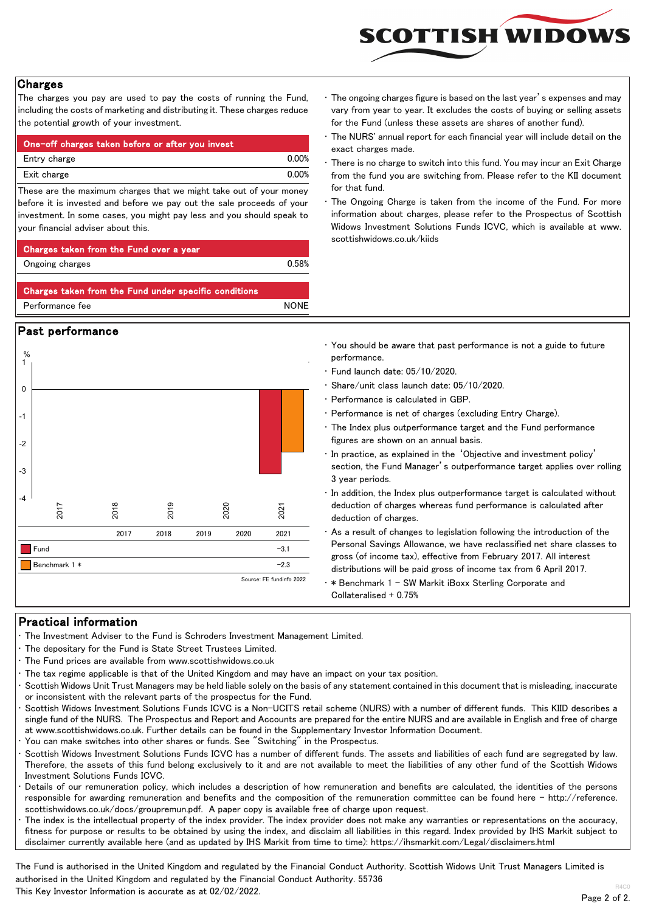## Charges

The charges you pay are used to pay the costs of running the Fund, including the costs of marketing and distributing it. These charges reduce the potential growth of your investment.

| One-off charges taken before or after you invest | |
|---|---|
| Entry charge | 0.00% |
| Exit charge | 0.00% |

These are the maximum charges that we might take out of your money before it is invested and before we pay out the sale proceeds of your investment. In some cases, you might pay less and you should speak to your financial adviser about this.

| Charges taken from the Fund over a year | |
|---|---|
| Ongoing charges | 0.58% |

| Charges taken from the Fund under specific conditions | |
|---|---|
| Performance fee | NONE |

- The ongoing charges figure is based on the last year's expenses and may vary from year to year. It excludes the costs of buying or selling assets for the Fund (unless these assets are shares of another fund).
- The NURS' annual report for each financial year will include detail on the exact charges made.
- There is no charge to switch into this fund. You may incur an Exit Charge from the fund you are switching from. Please refer to the KII document for that fund.
- The Ongoing Charge is taken from the income of the Fund. For more information about charges, please refer to the Prospectus of Scottish Widows Investment Solutions Funds ICVC, which is available at www.scottishwidows.co.uk/kiids

## Past performance

%
1
0
-1
-2
-3
-4
2017
2018
2019
2020
2021

| | 2017 | 2018 | 2019 | 2020 | 2021 |
|---|---|---|---|---|---|
| Fund | | | | | -3.1 |
| Benchmark 1 * | | | | | -2.3 |

Source: FE fundinfo 2022

- You should be aware that past performance is not a guide to future performance.
- Fund launch date: 05/10/2020.
- Share/unit class launch date: 05/10/2020.
- Performance is calculated in GBP.
- Performance is net of charges (excluding Entry Charge).
- The Index plus outperformance target and the Fund performance figures are shown on an annual basis.
- In practice, as explained in the 'Objective and investment policy' section, the Fund Manager's outperformance target applies over rolling 3 year periods.
- In addition, the Index plus outperformance target is calculated without deduction of charges whereas fund performance is calculated after deduction of charges.
- As a result of changes to legislation following the introduction of the Personal Savings Allowance, we have reclassified net share classes to gross (of income tax), effective from February 2017. All interest distributions will be paid gross of income tax from 6 April 2017.
- * Benchmark 1 - SW Markit iBoxx Sterling Corporate and Collateralised + 0.75%

## Practical information

- The Investment Adviser to the Fund is Schroders Investment Management Limited.
- The depositary for the Fund is State Street Trustees Limited.
- The Fund prices are available from www.scottishwidows.co.uk
- The tax regime applicable is that of the United Kingdom and may have an impact on your tax position.
- Scottish Widows Unit Trust Managers may be held liable solely on the basis of any statement contained in this document that is misleading, inaccurate or inconsistent with the relevant parts of the prospectus for the Fund.
- Scottish Widows Investment Solutions Funds ICVC is a Non-UCITS retail scheme (NURS) with a number of different funds. This KIID describes a single fund of the NURS. The Prospectus and Report and Accounts are prepared for the entire NURS and are available in English and free of charge at www.scottishwidows.co.uk. Further details can be found in the Supplementary Investor Information Document.
- You can make switches into other shares or funds. See "Switching" in the Prospectus.
- Scottish Widows Investment Solutions Funds ICVC has a number of different funds. The assets and liabilities of each fund are segregated by law. Therefore, the assets of this fund belong exclusively to it and are not available to meet the liabilities of any other fund of the Scottish Widows Investment Solutions Funds ICVC.
- Details of our remuneration policy, which includes a description of how remuneration and benefits are calculated, the identities of the persons responsible for awarding remuneration and benefits and the composition of the remuneration committee can be found here - http://reference.scottishwidows.co.uk/docs/groupremun.pdf. A paper copy is available free of charge upon request.
- The index is the intellectual property of the index provider. The index provider does not make any warranties or representations on the accuracy, fitness for purpose or results to be obtained by using the index, and disclaim all liabilities in this regard. Index provided by IHS Markit subject to disclaimer currently available here (and as updated by IHS Markit from time to time): https://ihsmarkit.com/Legal/disclaimers.html

The Fund is authorised in the United Kingdom and regulated by the Financial Conduct Authority. Scottish Widows Unit Trust Managers Limited is authorised in the United Kingdom and regulated by the Financial Conduct Authority. 55736

This Key Investor Information is accurate as at 02/02/2022.